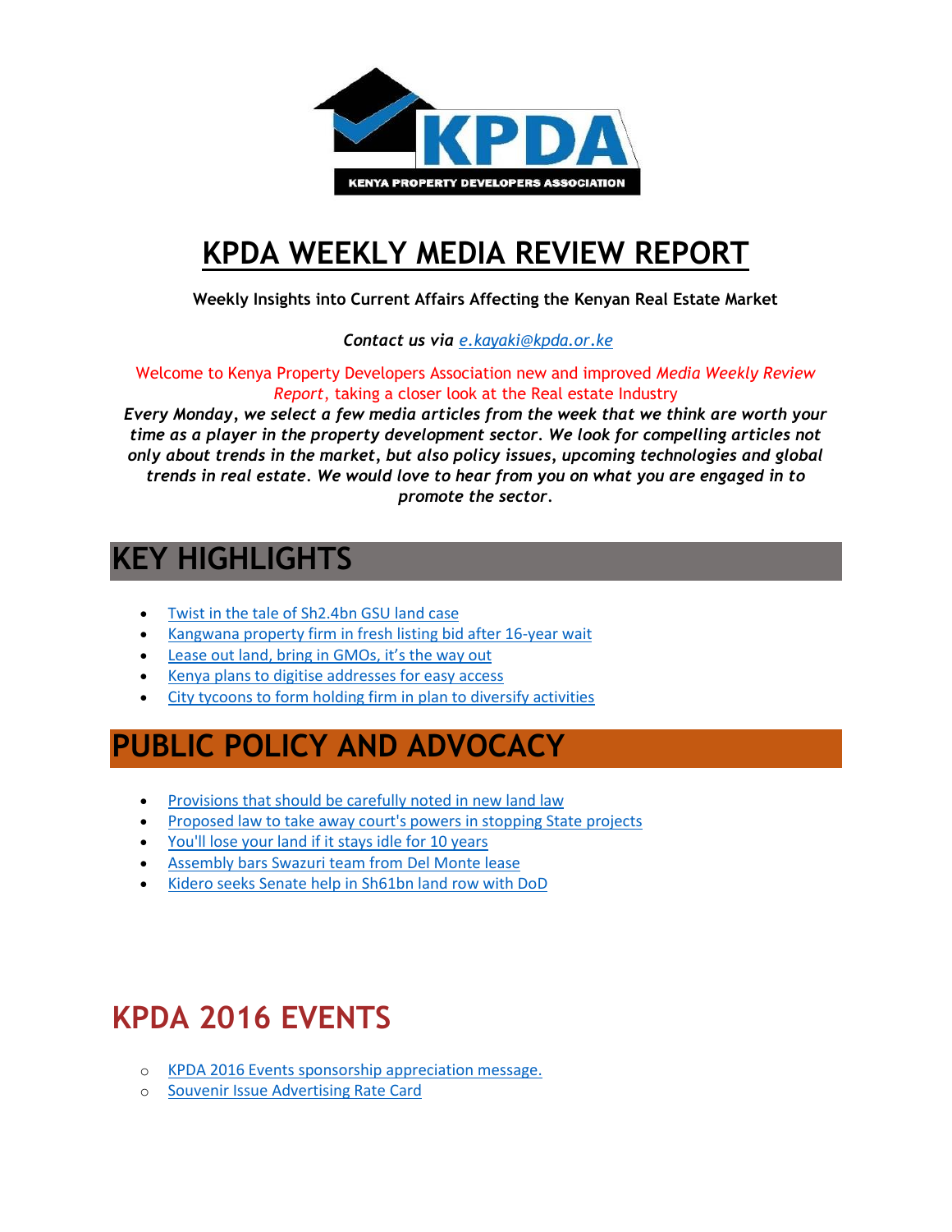# KPDA WEEKLY MEDIA REVIEW REPORT

**Weekly Insights into Current Affairs Affecting the Kenyan Real Estate Market**

***Contact us via*** *e.kayaki@kpda.or.ke*

Welcome to Kenya Property Developers Association new and improved *Media Weekly Review Report*, taking a closer look at the Real estate Industry

***Every Monday, we select a few media articles from the week that we think are worth your time as a player in the property development sector. We look for compelling articles not only about trends in the market, but also policy issues, upcoming technologies and global trends in real estate. We would love to hear from you on what you are engaged in to promote the sector.***

## KEY HIGHLIGHTS

- Twist in the tale of Sh2.4bn GSU land case
- Kangwana property firm in fresh listing bid after 16-year wait
- Lease out land, bring in GMOs, it's the way out
- Kenya plans to digitise addresses for easy access
- City tycoons to form holding firm in plan to diversify activities

## PUBLIC POLICY AND ADVOCACY

- Provisions that should be carefully noted in new land law
- Proposed law to take away court's powers in stopping State projects
- You'll lose your land if it stays idle for 10 years
- Assembly bars Swazuri team from Del Monte lease
- Kidero seeks Senate help in Sh61bn land row with DoD

## KPDA 2016 EVENTS

- KPDA 2016 Events sponsorship appreciation message.
- Souvenir Issue Advertising Rate Card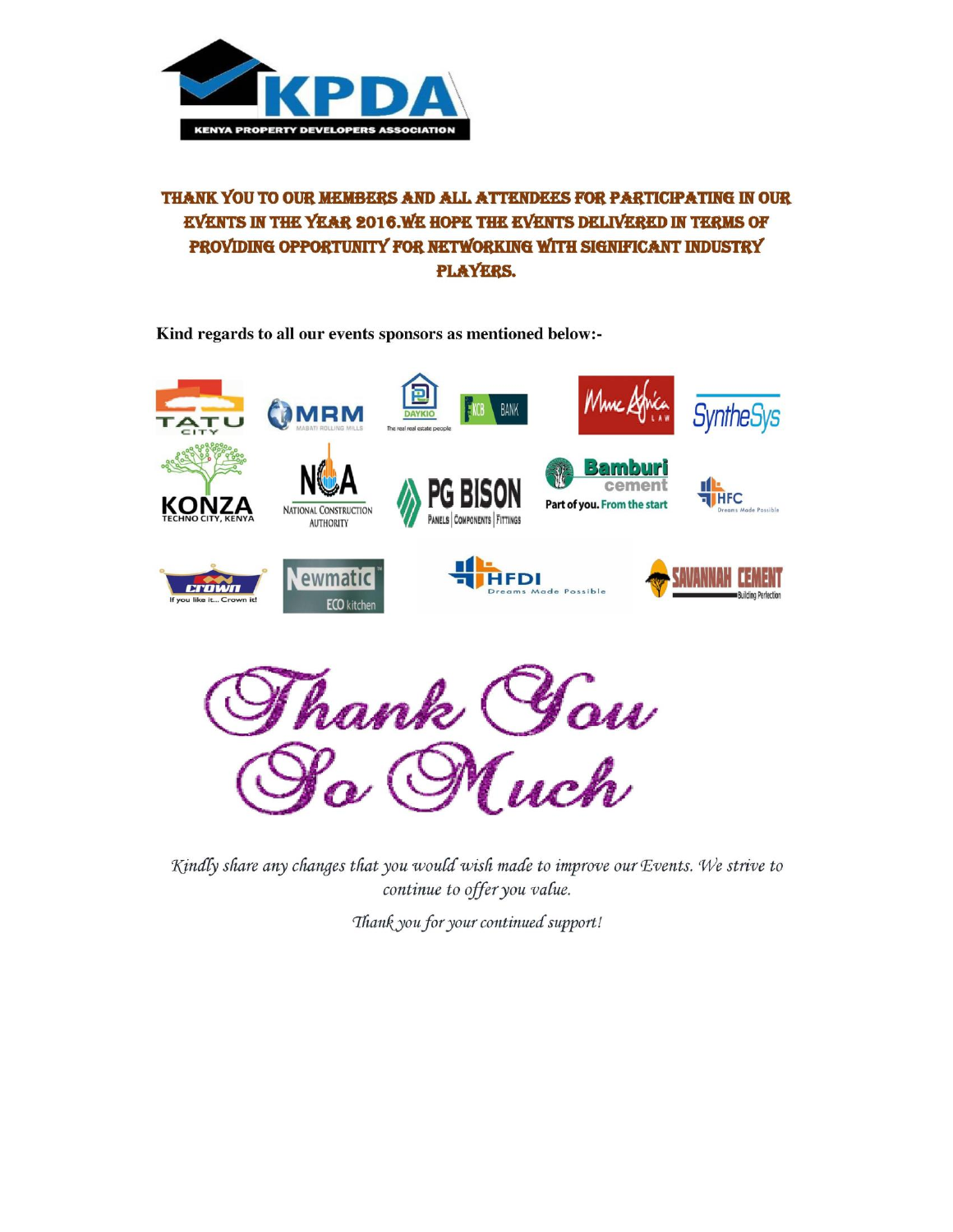**THANK YOU TO OUR MEMBERS AND ALL ATTENDEES FOR PARTICIPATING IN OUR EVENTS IN THE YEAR 2016.WE HOPE THE EVENTS DELIVERED IN TERMS OF PROVIDING OPPORTUNITY FOR NETWORKING WITH SIGNIFICANT INDUSTRY PLAYERS.**

**Kind regards to all our events sponsors as mentioned below:-**

*Thank You So Much*

*Kindly share any changes that you would wish made to improve our Events. We strive to continue to offer you value.*

*Thank you for your continued support!*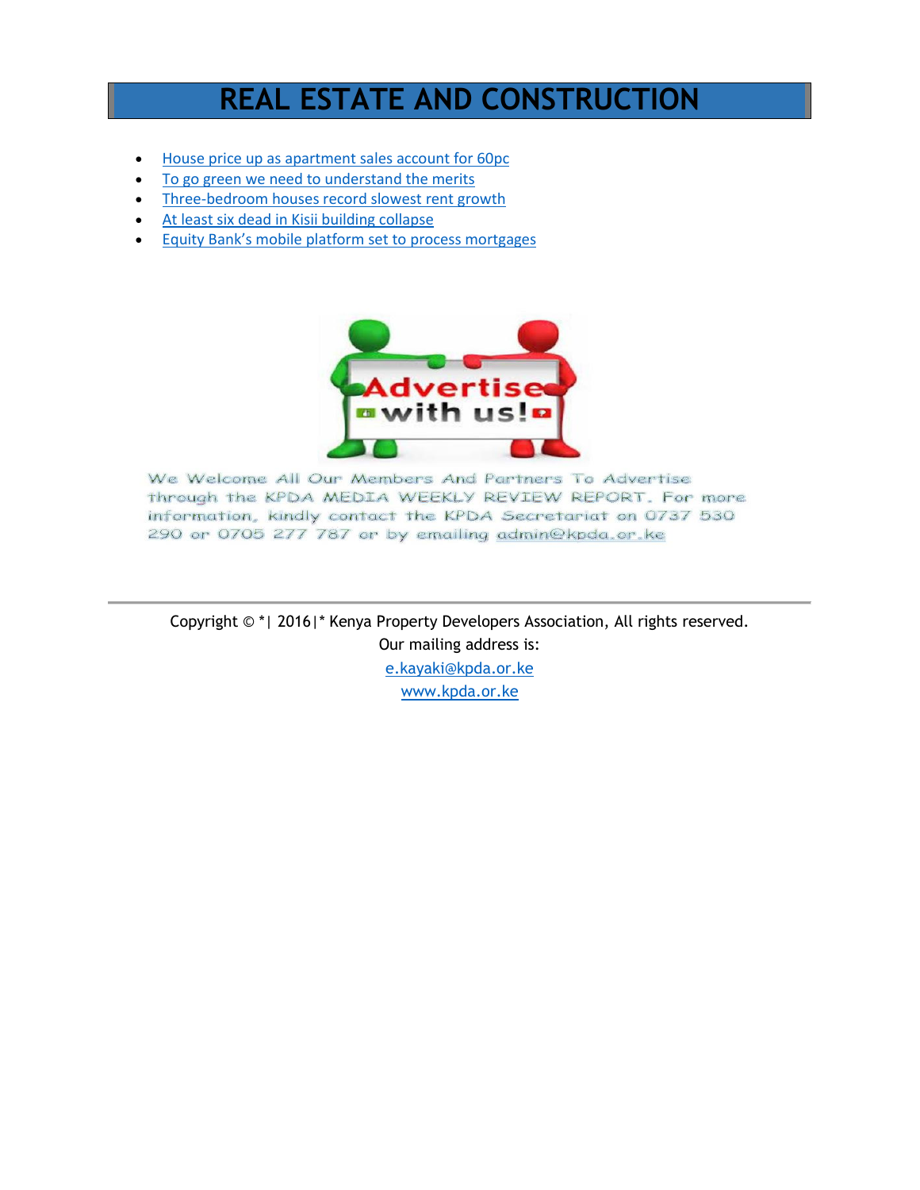# REAL ESTATE AND CONSTRUCTION

- House price up as apartment sales account for 60pc
- To go green we need to understand the merits
- Three-bedroom houses record slowest rent growth
- At least six dead in Kisii building collapse
- Equity Bank's mobile platform set to process mortgages

We Welcome All Our Members And Partners To Advertise through the KPDA MEDIA WEEKLY REVIEW REPORT. For more information, kindly contact the KPDA Secretariat on 0737 530 290 or 0705 277 787 or by emailing admin@kpda.or.ke

---

Copyright © *| 2016|* Kenya Property Developers Association, All rights reserved.
Our mailing address is:
e.kayaki@kpda.or.ke
www.kpda.or.ke